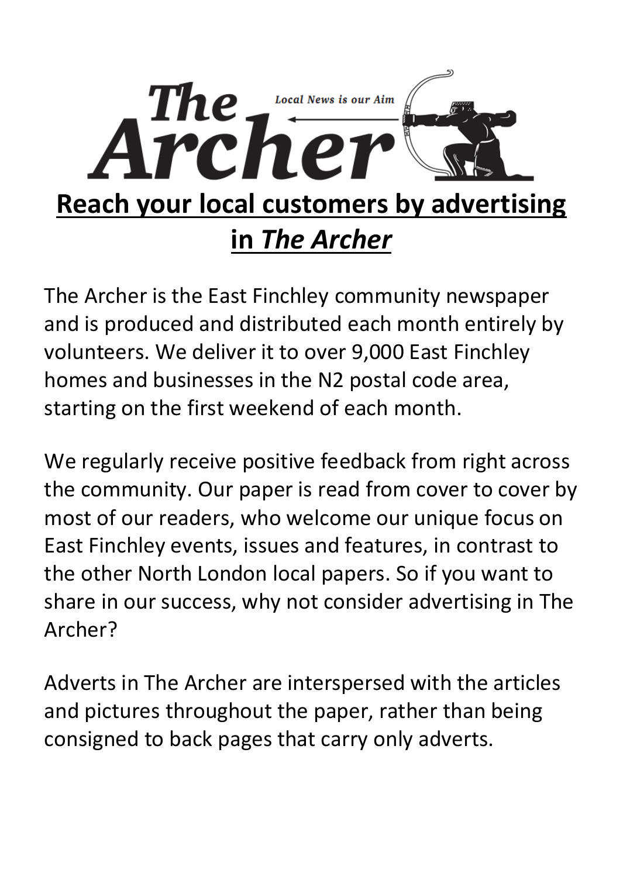# The Archer

*Local News is our Aim*

## Reach your local customers by advertising in *The Archer*

The Archer is the East Finchley community newspaper and is produced and distributed each month entirely by volunteers. We deliver it to over 9,000 East Finchley homes and businesses in the N2 postal code area, starting on the first weekend of each month.

We regularly receive positive feedback from right across the community. Our paper is read from cover to cover by most of our readers, who welcome our unique focus on East Finchley events, issues and features, in contrast to the other North London local papers. So if you want to share in our success, why not consider advertising in The Archer?

Adverts in The Archer are interspersed with the articles and pictures throughout the paper, rather than being consigned to back pages that carry only adverts.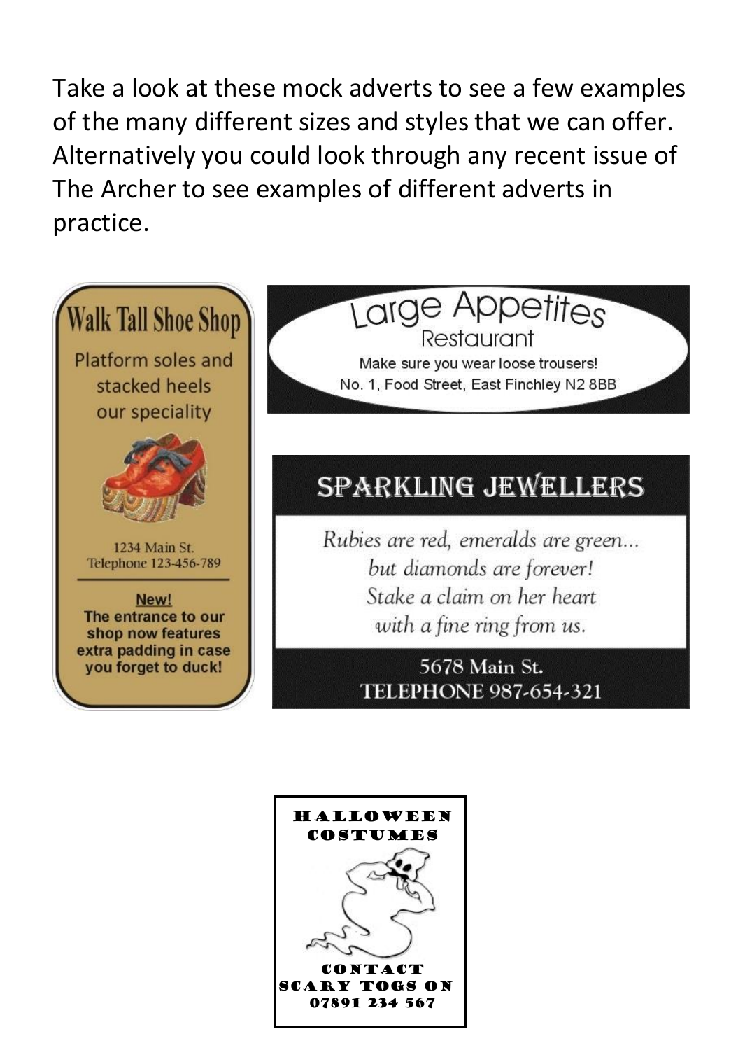Take a look at these mock adverts to see a few examples of the many different sizes and styles that we can offer. Alternatively you could look through any recent issue of The Archer to see examples of different adverts in practice.

**Walk Tall Shoe Shop**

Platform soles and stacked heels our speciality

1234 Main St.
Telephone 123-456-789

**New!**
**The entrance to our shop now features extra padding in case you forget to duck!**

**Large Appetites**
Restaurant

Make sure you wear loose trousers!
No. 1, Food Street, East Finchley N2 8BB

**SPARKLING JEWELLERS**

*Rubies are red, emeralds are green...*
*but diamonds are forever!*
*Stake a claim on her heart*
*with a fine ring from us.*

5678 Main St.
TELEPHONE 987-654-321

**HALLOWEEN COSTUMES**

**CONTACT**
**SCARY TOGS ON**
**07891 234 567**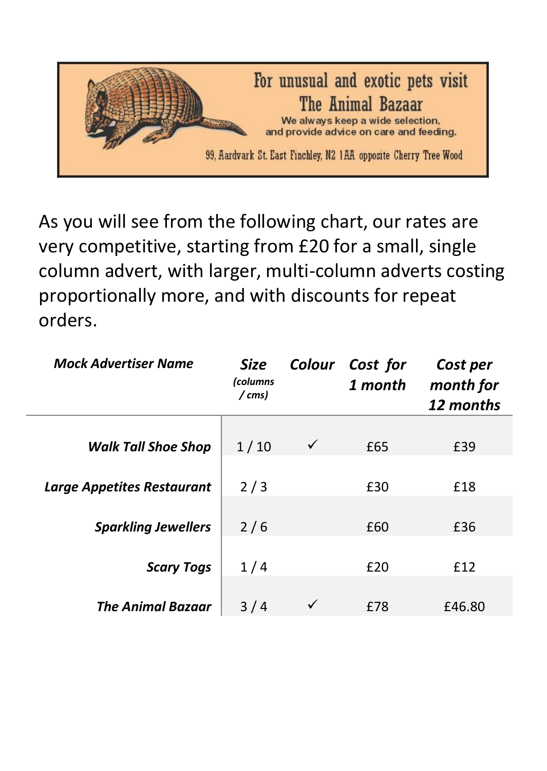For unusual and exotic pets visit
The Animal Bazaar
We always keep a wide selection, and provide advice on care and feeding.
99, Aardvark St. East Finchley, N2 1AA opposite Cherry Tree Wood

As you will see from the following chart, our rates are very competitive, starting from £20 for a small, single column advert, with larger, multi-column adverts costing proportionally more, and with discounts for repeat orders.

| *Mock Advertiser Name* | *Size* *(columns / cms)* | *Colour* | *Cost for 1 month* | *Cost per month for 12 months* |
|---|---|---|---|---|
| ***Walk Tall Shoe Shop*** | 1 / 10 | ✓ | £65 | £39 |
| ***Large Appetites Restaurant*** | 2 / 3 | | £30 | £18 |
| ***Sparkling Jewellers*** | 2 / 6 | | £60 | £36 |
| ***Scary Togs*** | 1 / 4 | | £20 | £12 |
| ***The Animal Bazaar*** | 3 / 4 | ✓ | £78 | £46.80 |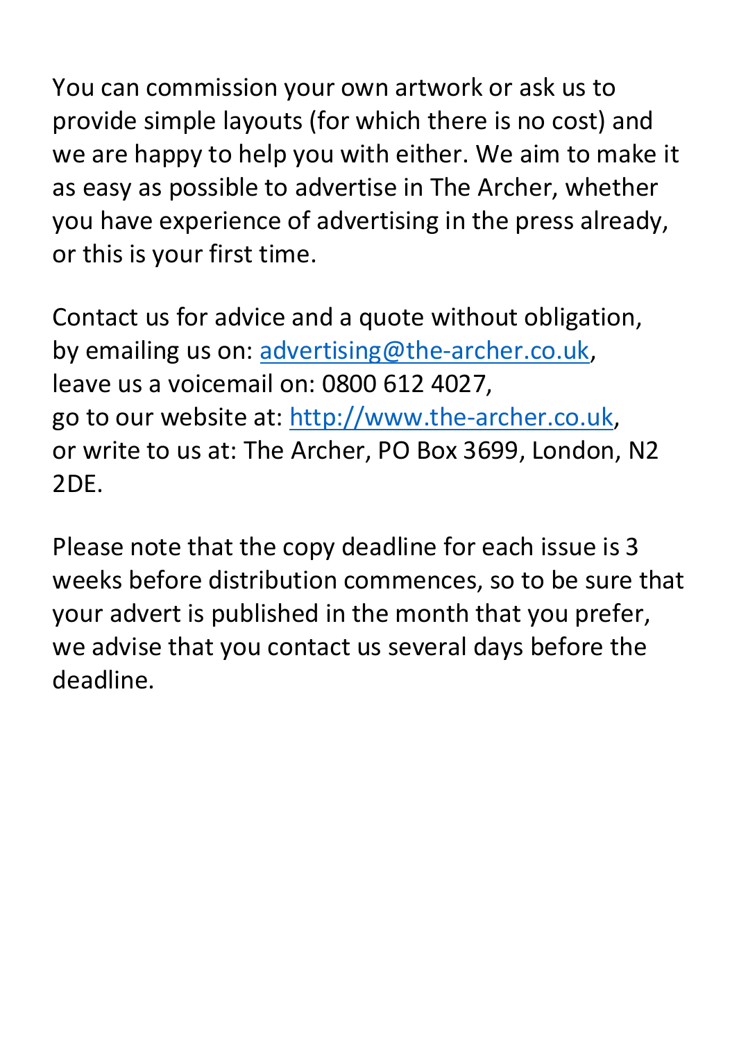You can commission your own artwork or ask us to provide simple layouts (for which there is no cost) and we are happy to help you with either. We aim to make it as easy as possible to advertise in The Archer, whether you have experience of advertising in the press already, or this is your first time.

Contact us for advice and a quote without obligation,
by emailing us on: advertising@the-archer.co.uk,
leave us a voicemail on: 0800 612 4027,
go to our website at: http://www.the-archer.co.uk,
or write to us at: The Archer, PO Box 3699, London, N2 2DE.

Please note that the copy deadline for each issue is 3 weeks before distribution commences, so to be sure that your advert is published in the month that you prefer, we advise that you contact us several days before the deadline.